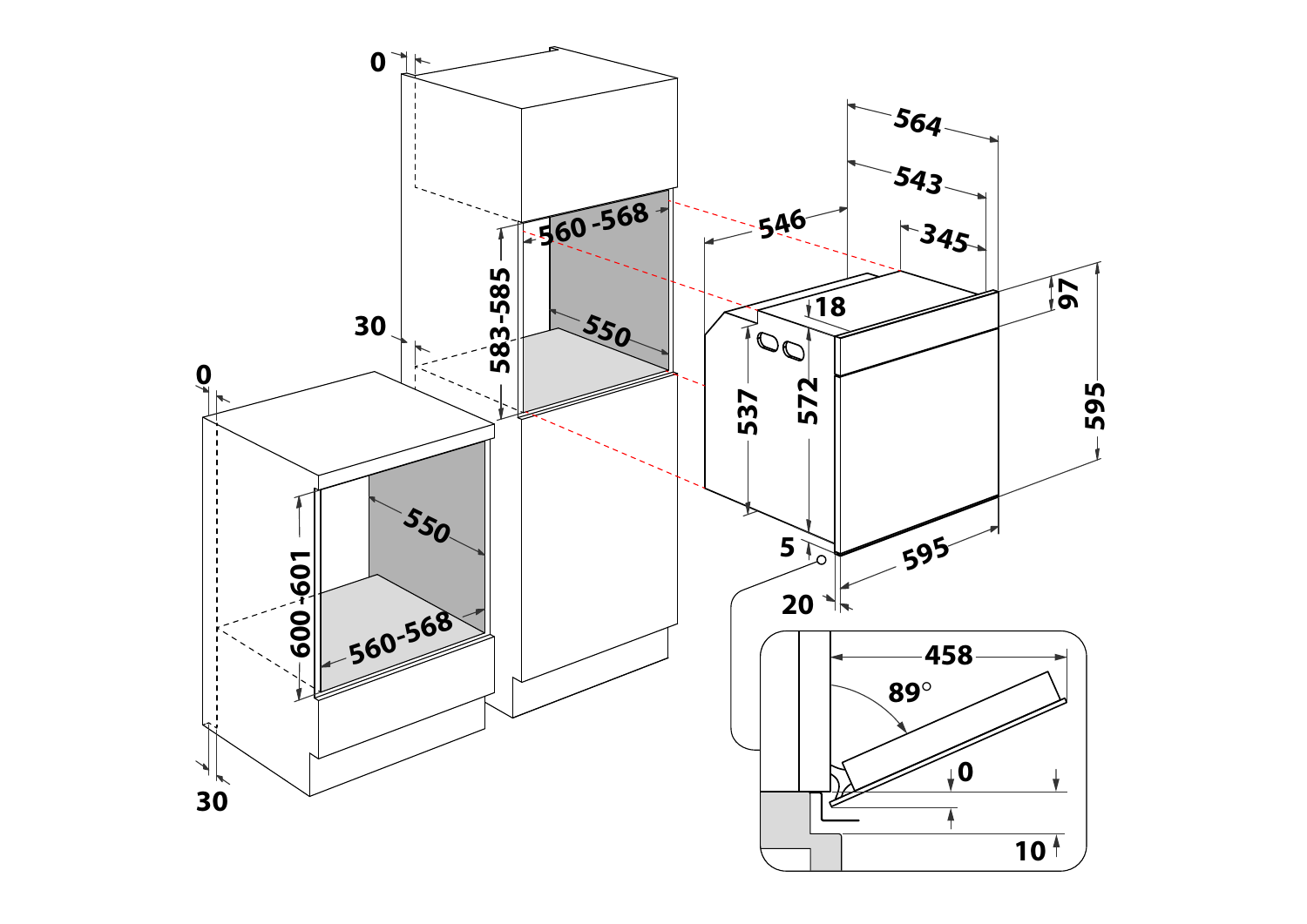0

560 -568

583-585

550

30

0

550

600 -601

560-568

30

564

543

546

345

18

97

537

572

595

5

595

20

458

89°

0

10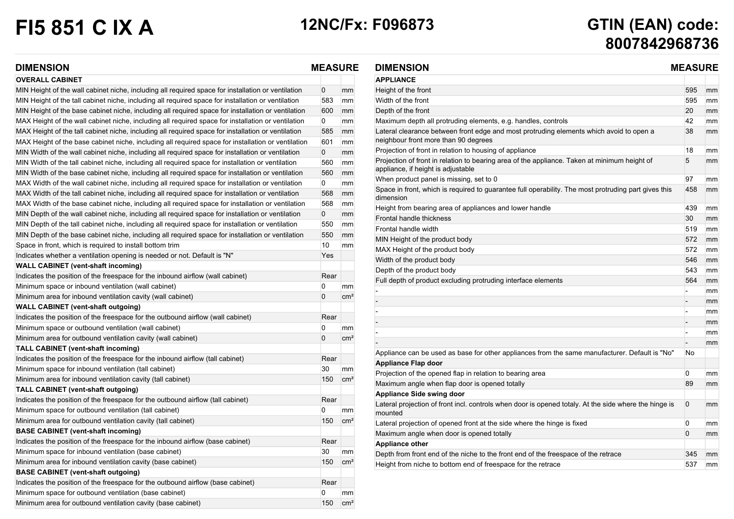# FI5 851 C IX A

**12NC/Fx: F096873**

**GTIN (EAN) code: 8007842968736**

| DIMENSION | MEASURE | |
|---|---|---|
| **OVERALL CABINET** | | |
| MIN Height of the wall cabinet niche, including all required space for installation or ventilation | 0 | mm |
| MIN Height of the tall cabinet niche, including all required space for installation or ventilation | 583 | mm |
| MIN Height of the base cabinet niche, including all required space for installation or ventilation | 600 | mm |
| MAX Height of the wall cabinet niche, including all required space for installation or ventilation | 0 | mm |
| MAX Height of the tall cabinet niche, including all required space for installation or ventilation | 585 | mm |
| MAX Height of the base cabinet niche, including all required space for installation or ventilation | 601 | mm |
| MIN Width of the wall cabinet niche, including all required space for installation or ventilation | 0 | mm |
| MIN Width of the tall cabinet niche, including all required space for installation or ventilation | 560 | mm |
| MIN Width of the base cabinet niche, including all required space for installation or ventilation | 560 | mm |
| MAX Width of the wall cabinet niche, including all required space for installation or ventilation | 0 | mm |
| MAX Width of the tall cabinet niche, including all required space for installation or ventilation | 568 | mm |
| MAX Width of the base cabinet niche, including all required space for installation or ventilation | 568 | mm |
| MIN Depth of the wall cabinet niche, including all required space for installation or ventilation | 0 | mm |
| MIN Depth of the tall cabinet niche, including all required space for installation or ventilation | 550 | mm |
| MIN Depth of the base cabinet niche, including all required space for installation or ventilation | 550 | mm |
| Space in front, which is required to install bottom trim | 10 | mm |
| Indicates whether a ventilation opening is needed or not. Default is "N" | Yes | |
| **WALL CABINET (vent-shaft incoming)** | | |
| Indicates the position of the freespace for the inbound airflow (wall cabinet) | Rear | |
| Minimum space or inbound ventilation (wall cabinet) | 0 | mm |
| Minimum area for inbound ventilation cavity (wall cabinet) | 0 | cm² |
| **WALL CABINET (vent-shaft outgoing)** | | |
| Indicates the position of the freespace for the outbound airflow (wall cabinet) | Rear | |
| Minimum space or outbound ventilation (wall cabinet) | 0 | mm |
| Minimum area for outbound ventilation cavity (wall cabinet) | 0 | cm² |
| **TALL CABINET (vent-shaft incoming)** | | |
| Indicates the position of the freespace for the inbound airflow (tall cabinet) | Rear | |
| Minimum space for inbound ventilation (tall cabinet) | 30 | mm |
| Minimum area for inbound ventilation cavity (tall cabinet) | 150 | cm² |
| **TALL CABINET (vent-shaft outgoing)** | | |
| Indicates the position of the freespace for the outbound airflow (tall cabinet) | Rear | |
| Minimum space for outbound ventilation (tall cabinet) | 0 | mm |
| Minimum area for outbound ventilation cavity (tall cabinet) | 150 | cm² |
| **BASE CABINET (vent-shaft incoming)** | | |
| Indicates the position of the freespace for the inbound airflow (base cabinet) | Rear | |
| Minimum space for inbound ventilation (base cabinet) | 30 | mm |
| Minimum area for inbound ventilation cavity (base cabinet) | 150 | cm² |
| **BASE CABINET (vent-shaft outgoing)** | | |
| Indicates the position of the freespace for the outbound airflow (base cabinet) | Rear | |
| Minimum space for outbound ventilation (base cabinet) | 0 | mm |
| Minimum area for outbound ventilation cavity (base cabinet) | 150 | cm² |

| DIMENSION | MEASURE | |
|---|---|---|
| **APPLIANCE** | | |
| Height of the front | 595 | mm |
| Width of the front | 595 | mm |
| Depth of the front | 20 | mm |
| Maximum depth all protruding elements, e.g. handles, controls | 42 | mm |
| Lateral clearance between front edge and most protruding elements which avoid to open a neighbour front more than 90 degrees | 38 | mm |
| Projection of front in relation to housing of appliance | 18 | mm |
| Projection of front in relation to bearing area of the appliance. Taken at minimum height of appliance, if height is adjustable | 5 | mm |
| When product panel is missing, set to 0 | 97 | mm |
| Space in front, which is required to guarantee full operability. The most protruding part gives this dimension | 458 | mm |
| Height from bearing area of appliances and lower handle | 439 | mm |
| Frontal handle thickness | 30 | mm |
| Frontal handle width | 519 | mm |
| MIN Height of the product body | 572 | mm |
| MAX Height of the product body | 572 | mm |
| Width of the product body | 546 | mm |
| Depth of the product body | 543 | mm |
| Full depth of product excluding protruding interface elements | 564 | mm |
| - | - | mm |
| - | - | mm |
| - | - | mm |
| - | - | mm |
| - | - | mm |
| - | - | mm |
| Appliance can be used as base for other appliances from the same manufacturer. Default is "No" | No | |
| **Appliance Flap door** | | |
| Projection of the opened flap in relation to bearing area | 0 | mm |
| Maximum angle when flap door is opened totally | 89 | mm |
| **Appliance Side swing door** | | |
| Lateral projection of front incl. controls when door is opened totaly. At the side where the hinge is mounted | 0 | mm |
| Lateral projection of opened front at the side where the hinge is fixed | 0 | mm |
| Maximum angle when door is opened totally | 0 | mm |
| **Appliance other** | | |
| Depth from front end of the niche to the front end of the freespace of the retrace | 345 | mm |
| Height from niche to bottom end of freespace for the retrace | 537 | mm |